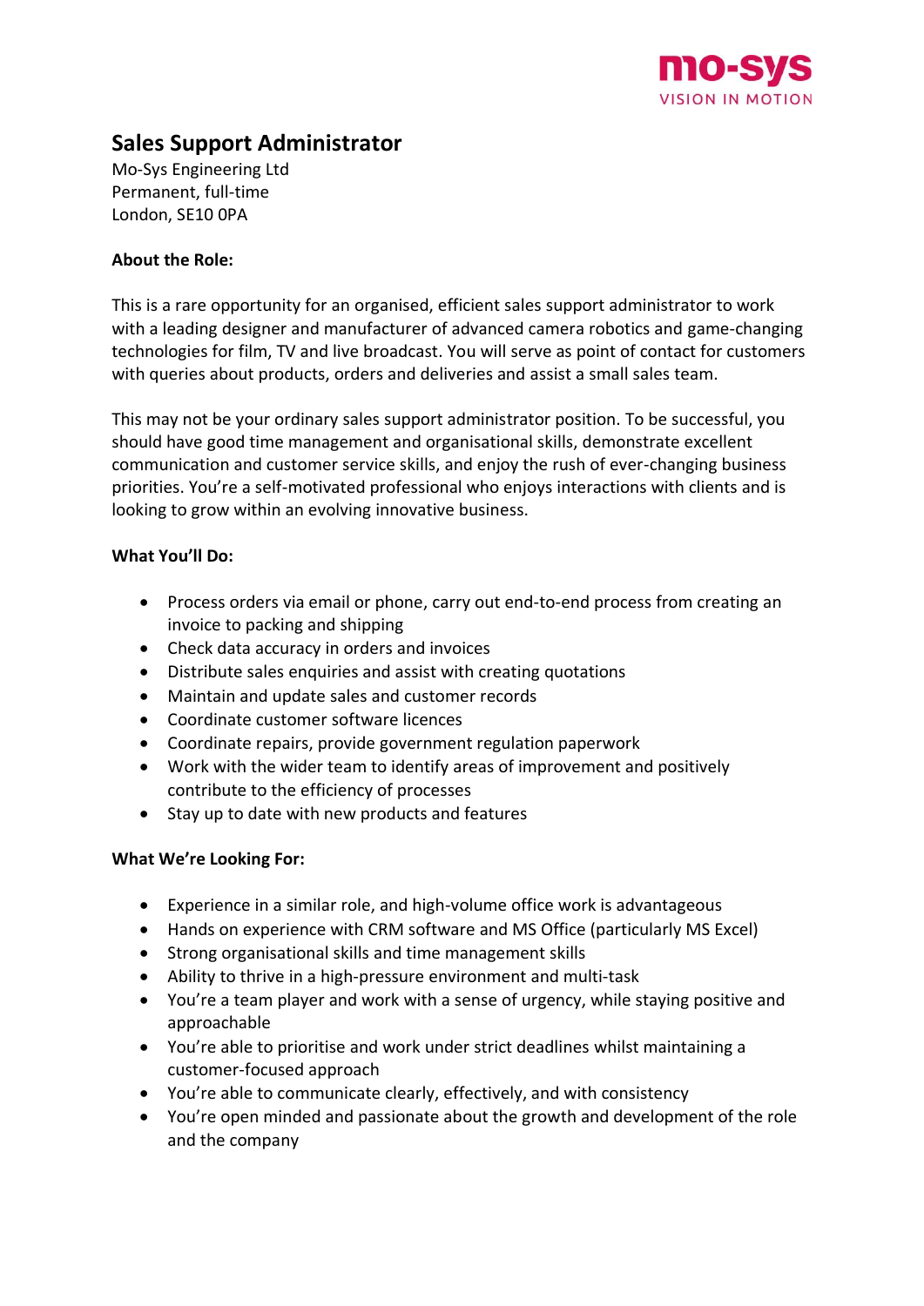mo-sys
VISION IN MOTION

# Sales Support Administrator

Mo-Sys Engineering Ltd
Permanent, full-time
London, SE10 0PA

**About the Role:**

This is a rare opportunity for an organised, efficient sales support administrator to work with a leading designer and manufacturer of advanced camera robotics and game-changing technologies for film, TV and live broadcast. You will serve as point of contact for customers with queries about products, orders and deliveries and assist a small sales team.

This may not be your ordinary sales support administrator position. To be successful, you should have good time management and organisational skills, demonstrate excellent communication and customer service skills, and enjoy the rush of ever-changing business priorities. You're a self-motivated professional who enjoys interactions with clients and is looking to grow within an evolving innovative business.

**What You'll Do:**

- Process orders via email or phone, carry out end-to-end process from creating an invoice to packing and shipping
- Check data accuracy in orders and invoices
- Distribute sales enquiries and assist with creating quotations
- Maintain and update sales and customer records
- Coordinate customer software licences
- Coordinate repairs, provide government regulation paperwork
- Work with the wider team to identify areas of improvement and positively contribute to the efficiency of processes
- Stay up to date with new products and features

**What We're Looking For:**

- Experience in a similar role, and high-volume office work is advantageous
- Hands on experience with CRM software and MS Office (particularly MS Excel)
- Strong organisational skills and time management skills
- Ability to thrive in a high-pressure environment and multi-task
- You're a team player and work with a sense of urgency, while staying positive and approachable
- You're able to prioritise and work under strict deadlines whilst maintaining a customer-focused approach
- You're able to communicate clearly, effectively, and with consistency
- You're open minded and passionate about the growth and development of the role and the company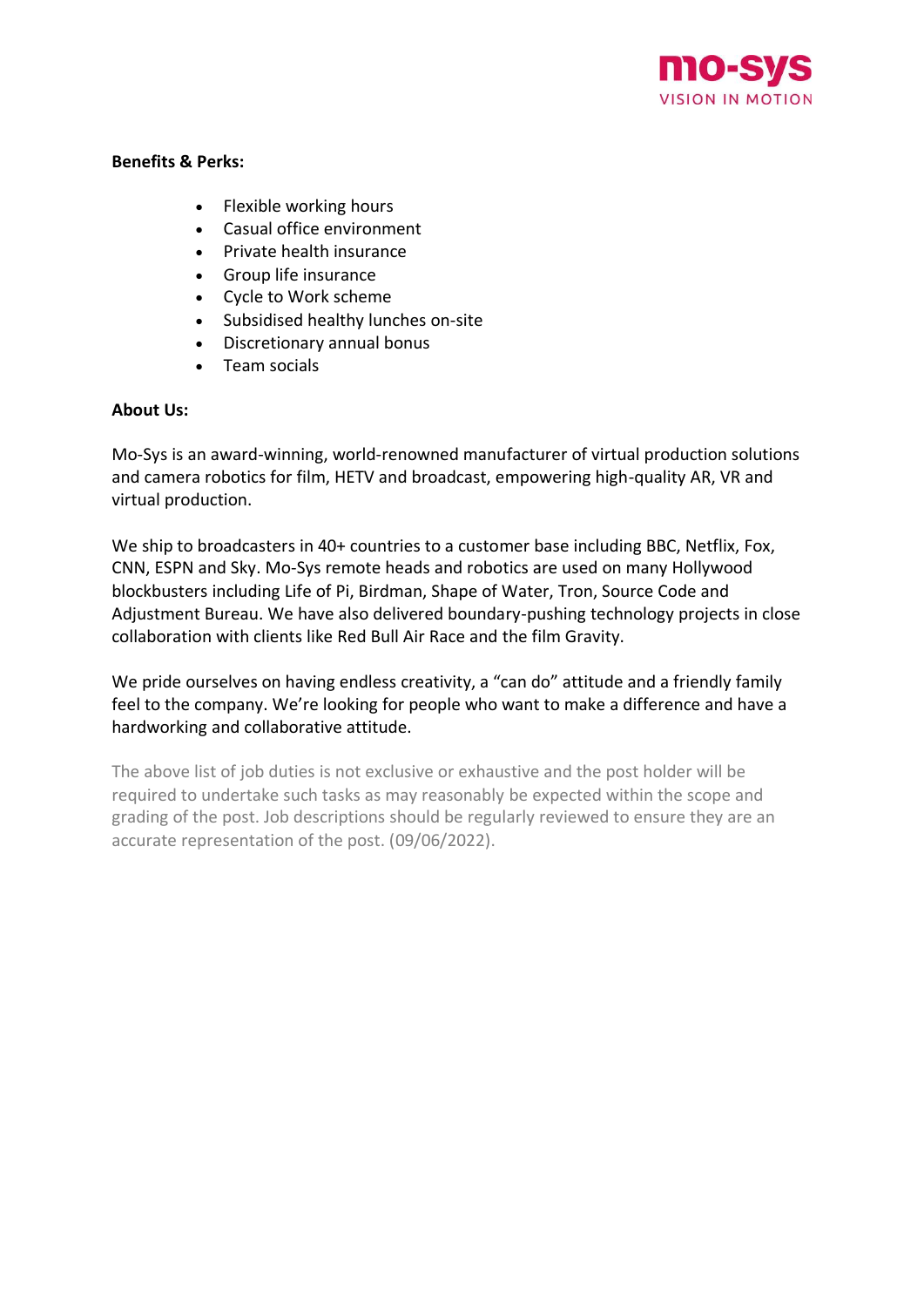**Benefits & Perks:**

- Flexible working hours
- Casual office environment
- Private health insurance
- Group life insurance
- Cycle to Work scheme
- Subsidised healthy lunches on-site
- Discretionary annual bonus
- Team socials

**About Us:**

Mo-Sys is an award-winning, world-renowned manufacturer of virtual production solutions and camera robotics for film, HETV and broadcast, empowering high-quality AR, VR and virtual production.

We ship to broadcasters in 40+ countries to a customer base including BBC, Netflix, Fox, CNN, ESPN and Sky. Mo-Sys remote heads and robotics are used on many Hollywood blockbusters including Life of Pi, Birdman, Shape of Water, Tron, Source Code and Adjustment Bureau. We have also delivered boundary-pushing technology projects in close collaboration with clients like Red Bull Air Race and the film Gravity.

We pride ourselves on having endless creativity, a "can do" attitude and a friendly family feel to the company. We're looking for people who want to make a difference and have a hardworking and collaborative attitude.

The above list of job duties is not exclusive or exhaustive and the post holder will be required to undertake such tasks as may reasonably be expected within the scope and grading of the post. Job descriptions should be regularly reviewed to ensure they are an accurate representation of the post. (09/06/2022).